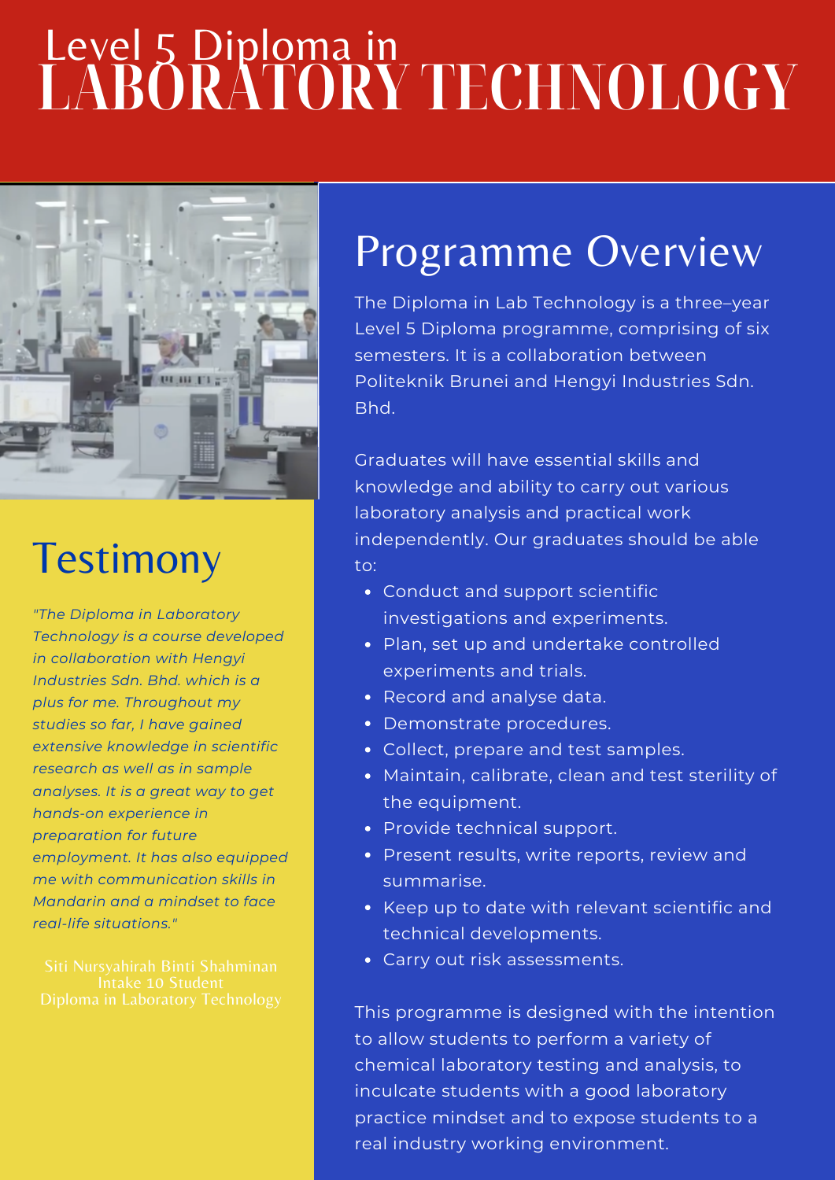# Level 5 Diploma in LABORATORY TECHNOLOGY

## Programme Overview

The Diploma in Lab Technology is a three–year Level 5 Diploma programme, comprising of six semesters. It is a collaboration between Politeknik Brunei and Hengyi Industries Sdn. Bhd.

Graduates will have essential skills and knowledge and ability to carry out various laboratory analysis and practical work independently. Our graduates should be able to:

- Conduct and support scientific investigations and experiments.
- Plan, set up and undertake controlled experiments and trials.
- Record and analyse data.
- Demonstrate procedures.
- Collect, prepare and test samples.
- Maintain, calibrate, clean and test sterility of the equipment.
- Provide technical support.
- Present results, write reports, review and summarise.
- Keep up to date with relevant scientific and technical developments.
- Carry out risk assessments.

This programme is designed with the intention to allow students to perform a variety of chemical laboratory testing and analysis, to inculcate students with a good laboratory practice mindset and to expose students to a real industry working environment.

## Testimony

*"The Diploma in Laboratory Technology is a course developed in collaboration with Hengyi Industries Sdn. Bhd. which is a plus for me. Throughout my studies so far, I have gained extensive knowledge in scientific research as well as in sample analyses. It is a great way to get hands-on experience in preparation for future employment. It has also equipped me with communication skills in Mandarin and a mindset to face real-life situations."*

Siti Nursyahirah Binti Shahminan
Intake 10 Student
Diploma in Laboratory Technology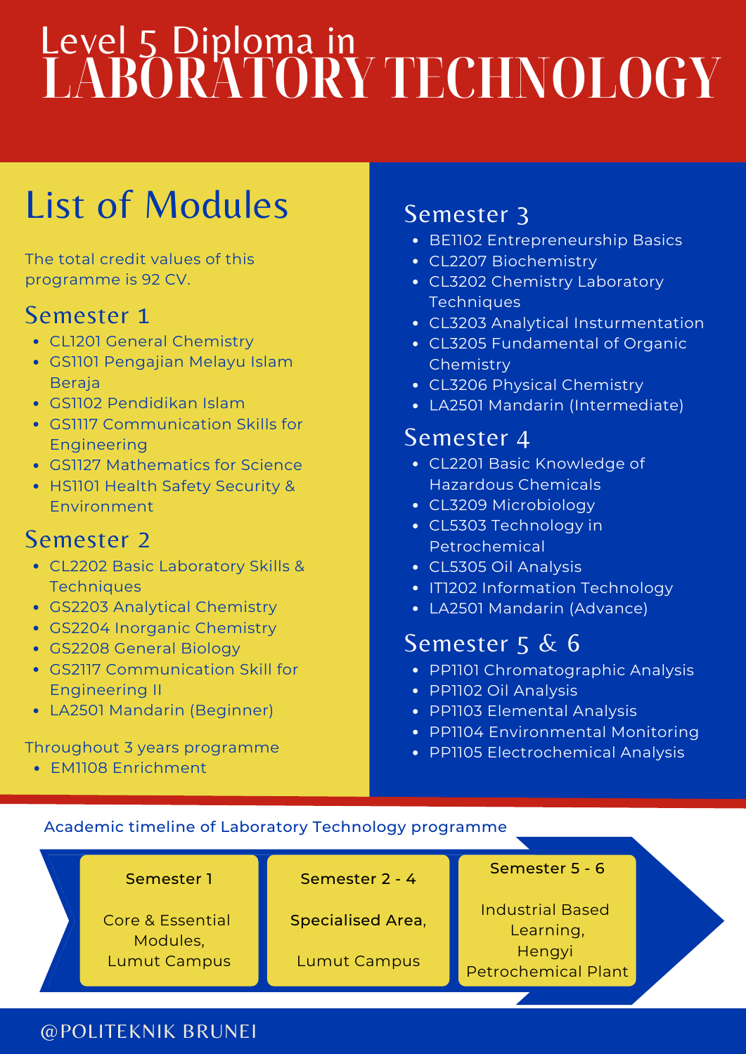# Level 5 Diploma in LABORATORY TECHNOLOGY

## List of Modules

The total credit values of this programme is 92 CV.

### Semester 1

- CL1201 General Chemistry
- GS1101 Pengajian Melayu Islam Beraja
- GS1102 Pendidikan Islam
- GS1117 Communication Skills for Engineering
- GS1127 Mathematics for Science
- HS1101 Health Safety Security & Environment

### Semester 2

- CL2202 Basic Laboratory Skills & Techniques
- GS2203 Analytical Chemistry
- GS2204 Inorganic Chemistry
- GS2208 General Biology
- GS2117 Communication Skill for Engineering II
- LA2501 Mandarin (Beginner)

Throughout 3 years programme

- EM1108 Enrichment

### Semester 3

- BE1102 Entrepreneurship Basics
- CL2207 Biochemistry
- CL3202 Chemistry Laboratory Techniques
- CL3203 Analytical Insturmentation
- CL3205 Fundamental of Organic Chemistry
- CL3206 Physical Chemistry
- LA2501 Mandarin (Intermediate)

### Semester 4

- CL2201 Basic Knowledge of Hazardous Chemicals
- CL3209 Microbiology
- CL5303 Technology in Petrochemical
- CL5305 Oil Analysis
- IT1202 Information Technology
- LA2501 Mandarin (Advance)

### Semester 5 & 6

- PP1101 Chromatographic Analysis
- PP1102 Oil Analysis
- PP1103 Elemental Analysis
- PP1104 Environmental Monitoring
- PP1105 Electrochemical Analysis

Academic timeline of Laboratory Technology programme

| Semester 1 | Semester 2 - 4 | Semester 5 - 6 |
| --- | --- | --- |
| Core & Essential Modules, Lumut Campus | Specialised Area, Lumut Campus | Industrial Based Learning, Hengyi Petrochemical Plant |

@POLITEKNIK BRUNEI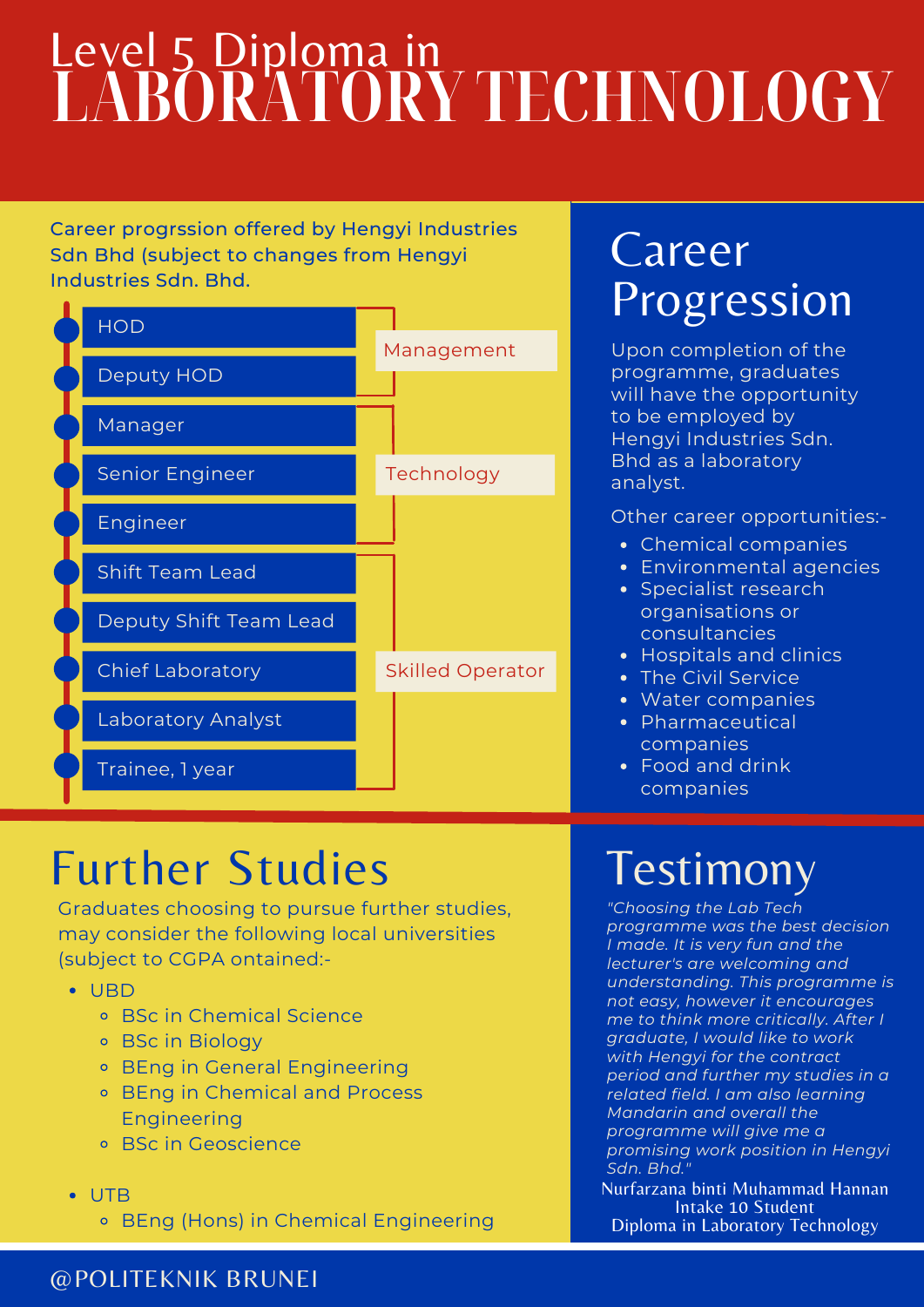# Level 5 Diploma in LABORATORY TECHNOLOGY

Career progrssion offered by Hengyi Industries Sdn Bhd (subject to changes from Hengyi Industries Sdn. Bhd.

- HOD
- Deputy HOD

Management

- Manager
- Senior Engineer
- Engineer

Technology

- Shift Team Lead
- Deputy Shift Team Lead
- Chief Laboratory
- Laboratory Analyst
- Trainee, 1 year

Skilled Operator

## Career Progression

Upon completion of the programme, graduates will have the opportunity to be employed by Hengyi Industries Sdn. Bhd as a laboratory analyst.

Other career opportunities:-

- Chemical companies
- Environmental agencies
- Specialist research organisations or consultancies
- Hospitals and clinics
- The Civil Service
- Water companies
- Pharmaceutical companies
- Food and drink companies

## Further Studies

Graduates choosing to pursue further studies, may consider the following local universities (subject to CGPA ontained:-

- UBD
  - BSc in Chemical Science
  - BSc in Biology
  - BEng in General Engineering
  - BEng in Chemical and Process Engineering
  - BSc in Geoscience
- UTB
  - BEng (Hons) in Chemical Engineering

## Testimony

*"Choosing the Lab Tech programme was the best decision I made. It is very fun and the lecturer's are welcoming and understanding. This programme is not easy, however it encourages me to think more critically. After I graduate, I would like to work with Hengyi for the contract period and further my studies in a related field. I am also learning Mandarin and overall the programme will give me a promising work position in Hengyi Sdn. Bhd."*

Nurfarzana binti Muhammad Hannan
Intake 10 Student
Diploma in Laboratory Technology

@POLITEKNIK BRUNEI